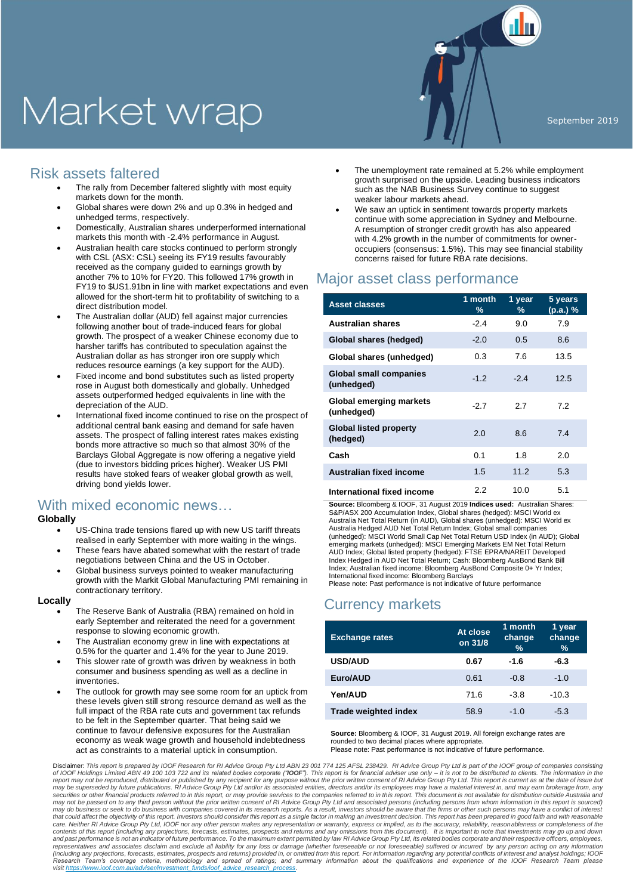# Market wrap

September 2019

## Risk assets faltered

- The rally from December faltered slightly with most equity markets down for the month.
- Global shares were down 2% and up 0.3% in hedged and unhedged terms, respectively.
- Domestically, Australian shares underperformed international markets this month with -2.4% performance in August.
- Australian health care stocks continued to perform strongly with CSL (ASX: CSL) seeing its FY19 results favourably received as the company guided to earnings growth by another 7% to 10% for FY20. This followed 17% growth in FY19 to $US1.91bn in line with market expectations and even allowed for the short-term hit to profitability of switching to a direct distribution model.
- The Australian dollar (AUD) fell against major currencies following another bout of trade-induced fears for global growth. The prospect of a weaker Chinese economy due to harsher tariffs has contributed to speculation against the Australian dollar as has stronger iron ore supply which reduces resource earnings (a key support for the AUD).
- Fixed income and bond substitutes such as listed property rose in August both domestically and globally. Unhedged assets outperformed hedged equivalents in line with the depreciation of the AUD.
- International fixed income continued to rise on the prospect of additional central bank easing and demand for safe haven assets. The prospect of falling interest rates makes existing bonds more attractive so much so that almost 30% of the Barclays Global Aggregate is now offering a negative yield (due to investors bidding prices higher). Weaker US PMI results have stoked fears of weaker global growth as well, driving bond yields lower.

## With mixed economic news…

### Globally

- US-China trade tensions flared up with new US tariff threats realised in early September with more waiting in the wings.
- These fears have abated somewhat with the restart of trade negotiations between China and the US in October.
- Global business surveys pointed to weaker manufacturing growth with the Markit Global Manufacturing PMI remaining in contractionary territory.

### Locally

- The Reserve Bank of Australia (RBA) remained on hold in early September and reiterated the need for a government response to slowing economic growth.
- The Australian economy grew in line with expectations at 0.5% for the quarter and 1.4% for the year to June 2019.
- This slower rate of growth was driven by weakness in both consumer and business spending as well as a decline in inventories.
- The outlook for growth may see some room for an uptick from these levels given still strong resource demand as well as the full impact of the RBA rate cuts and government tax refunds to be felt in the September quarter. That being said we continue to favour defensive exposures for the Australian economy as weak wage growth and household indebtedness act as constraints to a material uptick in consumption.
- The unemployment rate remained at 5.2% while employment growth surprised on the upside. Leading business indicators such as the NAB Business Survey continue to suggest weaker labour markets ahead.
- We saw an uptick in sentiment towards property markets continue with some appreciation in Sydney and Melbourne. A resumption of stronger credit growth has also appeared with 4.2% growth in the number of commitments for owner-occupiers (consensus: 1.5%). This may see financial stability concerns raised for future RBA rate decisions.

## Major asset class performance

| Asset classes | 1 month % | 1 year % | 5 years (p.a.) % |
|---|---|---|---|
| **Australian shares** | -2.4 | 9.0 | 7.9 |
| **Global shares (hedged)** | -2.0 | 0.5 | 8.6 |
| **Global shares (unhedged)** | 0.3 | 7.6 | 13.5 |
| **Global small companies (unhedged)** | -1.2 | -2.4 | 12.5 |
| **Global emerging markets (unhedged)** | -2.7 | 2.7 | 7.2 |
| **Global listed property (hedged)** | 2.0 | 8.6 | 7.4 |
| **Cash** | 0.1 | 1.8 | 2.0 |
| **Australian fixed income** | 1.5 | 11.2 | 5.3 |
| **International fixed income** | 2.2 | 10.0 | 5.1 |

**Source:** Bloomberg & IOOF, 31 August 2019 **Indices used:** Australian Shares: S&P/ASX 200 Accumulation Index, Global shares (hedged): MSCI World ex Australia Net Total Return (in AUD), Global shares (unhedged): MSCI World ex Australia Hedged AUD Net Total Return Index; Global small companies (unhedged): MSCI World Small Cap Net Total Return USD Index (in AUD); Global emerging markets (unhedged): MSCI Emerging Markets EM Net Total Return AUD Index; Global listed property (hedged): FTSE EPRA/NAREIT Developed Index Hedged in AUD Net Total Return; Cash: Bloomberg AusBond Bank Bill Index; Australian fixed income: Bloomberg AusBond Composite 0+ Yr Index; International fixed income: Bloomberg Barclays
Please note: Past performance is not indicative of future performance

## Currency markets

| Exchange rates | At close on 31/8 | 1 month change % | 1 year change % |
|---|---|---|---|
| **USD/AUD** | **0.67** | **-1.6** | **-6.3** |
| **Euro/AUD** | 0.61 | -0.8 | -1.0 |
| **Yen/AUD** | 71.6 | -3.8 | -10.3 |
| **Trade weighted index** | 58.9 | -1.0 | -5.3 |

**Source:** Bloomberg & IOOF, 31 August 2019. All foreign exchange rates are rounded to two decimal places where appropriate.
Please note: Past performance is not indicative of future performance.

Disclaimer: *This report is prepared by IOOF Research for RI Advice Group Pty Ltd ABN 23 001 774 125 AFSL 238429. RI Advice Group Pty Ltd is part of the IOOF group of companies consisting of IOOF Holdings Limited ABN 49 100 103 722 and its related bodies corporate ("**IOOF**"). This report is for financial adviser use only – it is not to be distributed to clients. The information in the report may not be reproduced, distributed or published by any recipient for any purpose without the prior written consent of RI Advice Group Pty Ltd. This report is current as at the date of issue but may be superseded by future publications. RI Advice Group Pty Ltd and/or its associated entities, directors and/or its employees may have a material interest in, and may earn brokerage from, any securities or other financial products referred to in this report, or may provide services to the companies referred to in this report. This document is not available for distribution outside Australia and may not be passed on to any third person without the prior written consent of RI Advice Group Pty Ltd and associated persons (including persons from whom information in this report is sourced) may do business or seek to do business with companies covered in its research reports. As a result, investors should be aware that the firms or other such persons may have a conflict of interest that could affect the objectivity of this report. Investors should consider this report as a single factor in making an investment decision. This report has been prepared in good faith and with reasonable care. Neither RI Advice Group Pty Ltd, IOOF nor any other person makes any representation or warranty, express or implied, as to the accuracy, reliability, reasonableness or completeness of the contents of this report (including any projections, forecasts, estimates, prospects and returns and any omissions from this document). It is important to note that investments may go up and down and past performance is not an indicator of future performance. To the maximum extent permitted by law RI Advice Group Pty Ltd, its related bodies corporate and their respective officers, employees, representatives and associates disclaim and exclude all liability for any loss or damage (whether foreseeable or not foreseeable) suffered or incurred by any person acting on any information (including any projections, forecasts, estimates, prospects and returns) provided in, or omitted from this report. For information regarding any potential conflicts of interest and analyst holdings; IOOF Research Team's coverage criteria, methodology and spread of ratings; and summary information about the qualifications and experience of the IOOF Research Team please visit https://www.ioof.com.au/adviser/investment_funds/ioof_advice_research_process.*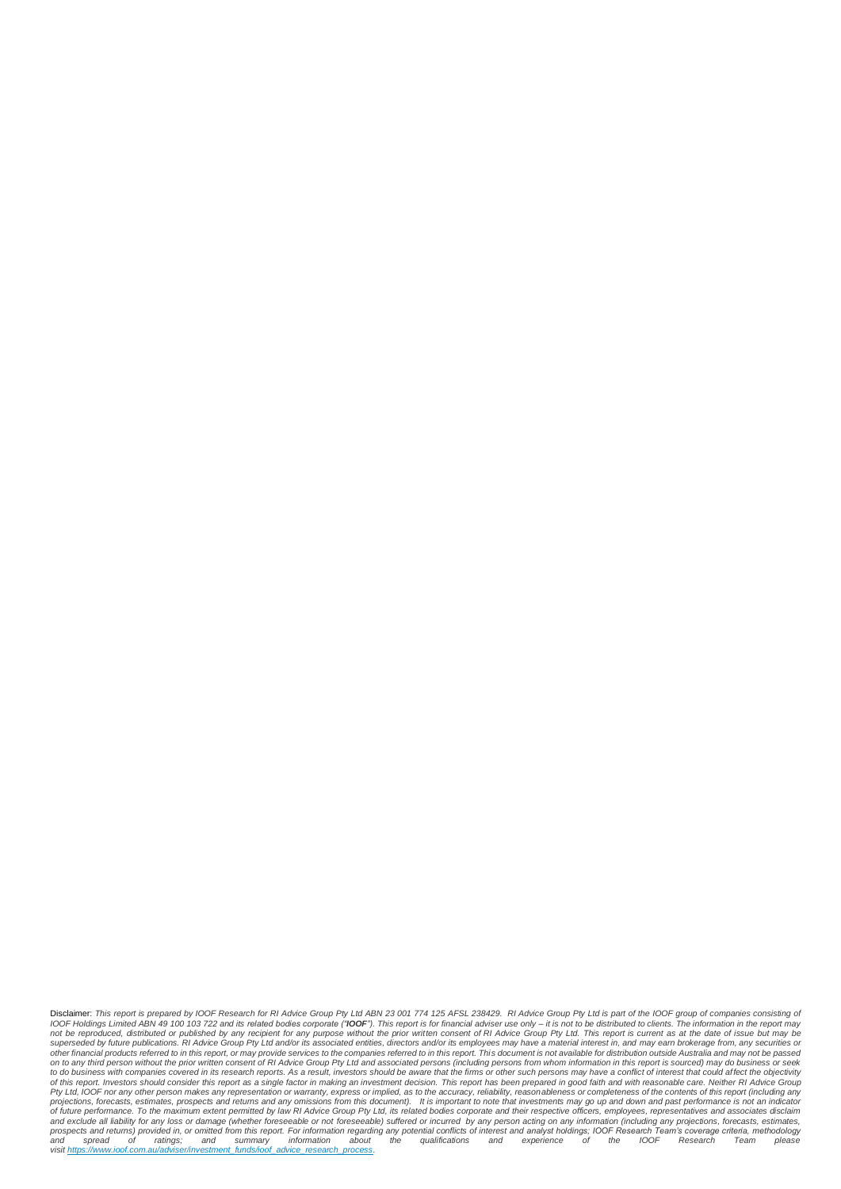Disclaimer: *This report is prepared by IOOF Research for RI Advice Group Pty Ltd ABN 23 001 774 125 AFSL 238429. RI Advice Group Pty Ltd is part of the IOOF group of companies consisting of IOOF Holdings Limited ABN 49 100 103 722 and its related bodies corporate ("**IOOF**"). This report is for financial adviser use only – it is not to be distributed to clients. The information in the report may not be reproduced, distributed or published by any recipient for any purpose without the prior written consent of RI Advice Group Pty Ltd. This report is current as at the date of issue but may be superseded by future publications. RI Advice Group Pty Ltd and/or its associated entities, directors and/or its employees may have a material interest in, and may earn brokerage from, any securities or other financial products referred to in this report, or may provide services to the companies referred to in this report. This document is not available for distribution outside Australia and may not be passed on to any third person without the prior written consent of RI Advice Group Pty Ltd and associated persons (including persons from whom information in this report is sourced) may do business or seek to do business with companies covered in its research reports. As a result, investors should be aware that the firms or other such persons may have a conflict of interest that could affect the objectivity of this report. Investors should consider this report as a single factor in making an investment decision. This report has been prepared in good faith and with reasonable care. Neither RI Advice Group Pty Ltd, IOOF nor any other person makes any representation or warranty, express or implied, as to the accuracy, reliability, reasonableness or completeness of the contents of this report (including any projections, forecasts, estimates, prospects and returns and any omissions from this document). It is important to note that investments may go up and down and past performance is not an indicator of future performance. To the maximum extent permitted by law RI Advice Group Pty Ltd, its related bodies corporate and their respective officers, employees, representatives and associates disclaim and exclude all liability for any loss or damage (whether foreseeable or not foreseeable) suffered or incurred by any person acting on any information (including any projections, forecasts, estimates, prospects and returns) provided in, or omitted from this report. For information regarding any potential conflicts of interest and analyst holdings; IOOF Research Team's coverage criteria, methodology and spread of ratings; and summary information about the qualifications and experience of the IOOF Research Team please visit [https://www.ioof.com.au/adviser/investment_funds/ioof_advice_research_process](https://www.ioof.com.au/adviser/investment_funds/ioof_advice_research_process).*